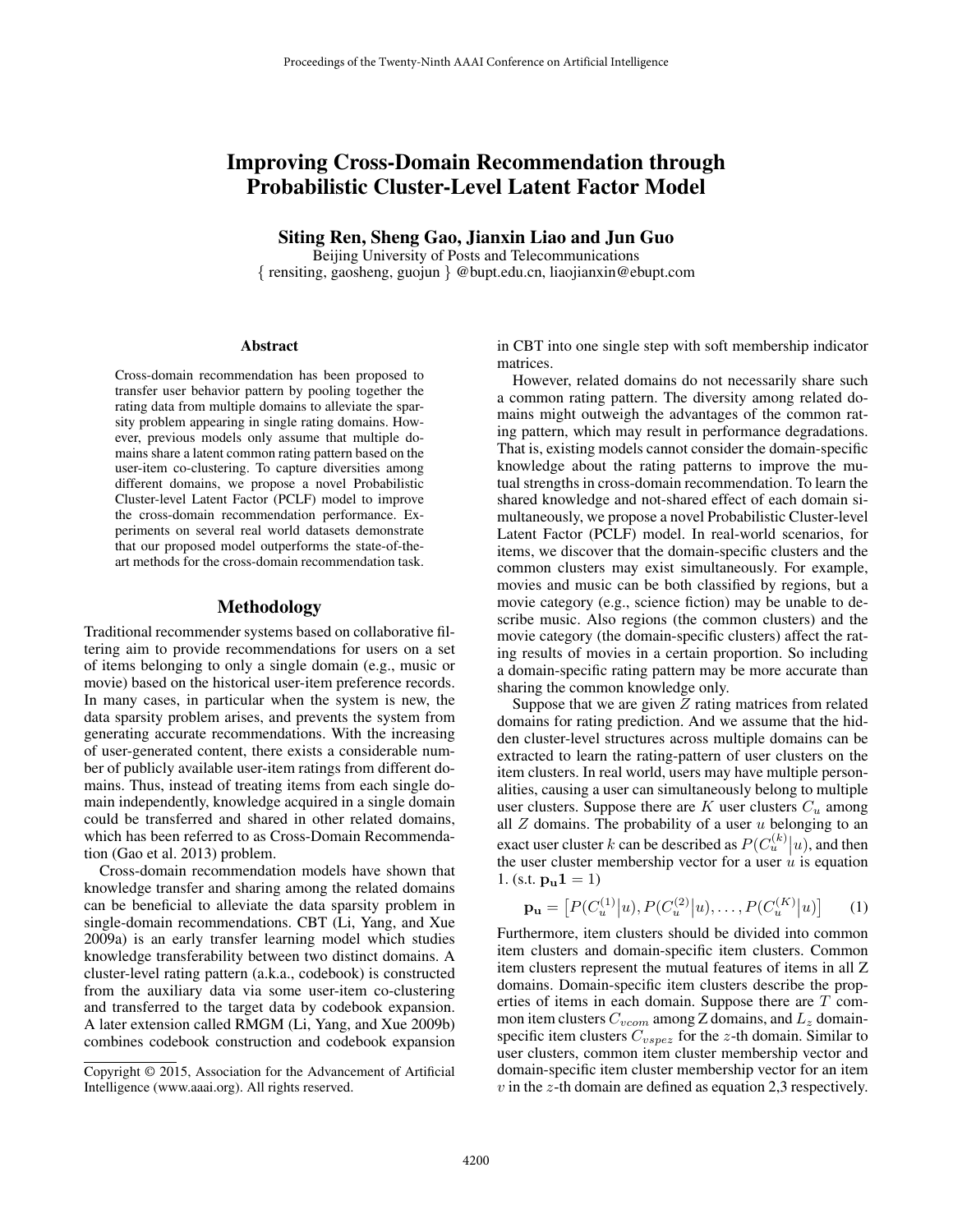# Improving Cross-Domain Recommendation through Probabilistic Cluster-Level Latent Factor Model

**Siting Ren, Sheng Gao, Jianxin Liao and Jun Guo**

Beijing University of Posts and Telecommunications

{ rensiting, gaosheng, guojun } @bupt.edu.cn, liaojianxin@ebupt.com

## Abstract

Cross-domain recommendation has been proposed to transfer user behavior pattern by pooling together the rating data from multiple domains to alleviate the sparsity problem appearing in single rating domains. However, previous models only assume that multiple domains share a latent common rating pattern based on the user-item co-clustering. To capture diversities among different domains, we propose a novel Probabilistic Cluster-level Latent Factor (PCLF) model to improve the cross-domain recommendation performance. Experiments on several real world datasets demonstrate that our proposed model outperforms the state-of-the-art methods for the cross-domain recommendation task.

## Methodology

Traditional recommender systems based on collaborative filtering aim to provide recommendations for users on a set of items belonging to only a single domain (e.g., music or movie) based on the historical user-item preference records. In many cases, in particular when the system is new, the data sparsity problem arises, and prevents the system from generating accurate recommendations. With the increasing of user-generated content, there exists a considerable number of publicly available user-item ratings from different domains. Thus, instead of treating items from each single domain independently, knowledge acquired in a single domain could be transferred and shared in other related domains, which has been referred to as Cross-Domain Recommendation (Gao et al. 2013) problem.

Cross-domain recommendation models have shown that knowledge transfer and sharing among the related domains can be beneficial to alleviate the data sparsity problem in single-domain recommendations. CBT (Li, Yang, and Xue 2009a) is an early transfer learning model which studies knowledge transferability between two distinct domains. A cluster-level rating pattern (a.k.a., codebook) is constructed from the auxiliary data via some user-item co-clustering and transferred to the target data by codebook expansion. A later extension called RMGM (Li, Yang, and Xue 2009b) combines codebook construction and codebook expansion in CBT into one single step with soft membership indicator matrices.

Copyright © 2015, Association for the Advancement of Artificial Intelligence (www.aaai.org). All rights reserved.

However, related domains do not necessarily share such a common rating pattern. The diversity among related domains might outweigh the advantages of the common rating pattern, which may result in performance degradations. That is, existing models cannot consider the domain-specific knowledge about the rating patterns to improve the mutual strengths in cross-domain recommendation. To learn the shared knowledge and not-shared effect of each domain simultaneously, we propose a novel Probabilistic Cluster-level Latent Factor (PCLF) model. In real-world scenarios, for items, we discover that the domain-specific clusters and the common clusters may exist simultaneously. For example, movies and music can be both classified by regions, but a movie category (e.g., science fiction) may be unable to describe music. Also regions (the common clusters) and the movie category (the domain-specific clusters) affect the rating results of movies in a certain proportion. So including a domain-specific rating pattern may be more accurate than sharing the common knowledge only.

Suppose that we are given $Z$ rating matrices from related domains for rating prediction. And we assume that the hidden cluster-level structures across multiple domains can be extracted to learn the rating-pattern of user clusters on the item clusters. In real world, users may have multiple personalities, causing a user can simultaneously belong to multiple user clusters. Suppose there are $K$ user clusters $C_u$ among all $Z$ domains. The probability of a user $u$ belonging to an exact user cluster $k$ can be described as $P(C_u^{(k)}|u)$, and then the user cluster membership vector for a user $u$ is equation 1. (s.t. $\mathbf{p_u 1} = 1$)

$$\mathbf{p_u} = \left[P(C_u^{(1)}|u), P(C_u^{(2)}|u), \ldots, P(C_u^{(K)}|u)\right] \quad (1)$$

Furthermore, item clusters should be divided into common item clusters and domain-specific item clusters. Common item clusters represent the mutual features of items in all Z domains. Domain-specific item clusters describe the properties of items in each domain. Suppose there are $T$ common item clusters $C_{vcom}$ among Z domains, and $L_z$ domain-specific item clusters $C_{vspez}$ for the $z$-th domain. Similar to user clusters, common item cluster membership vector and domain-specific item cluster membership vector for an item $v$ in the $z$-th domain are defined as equation 2,3 respectively.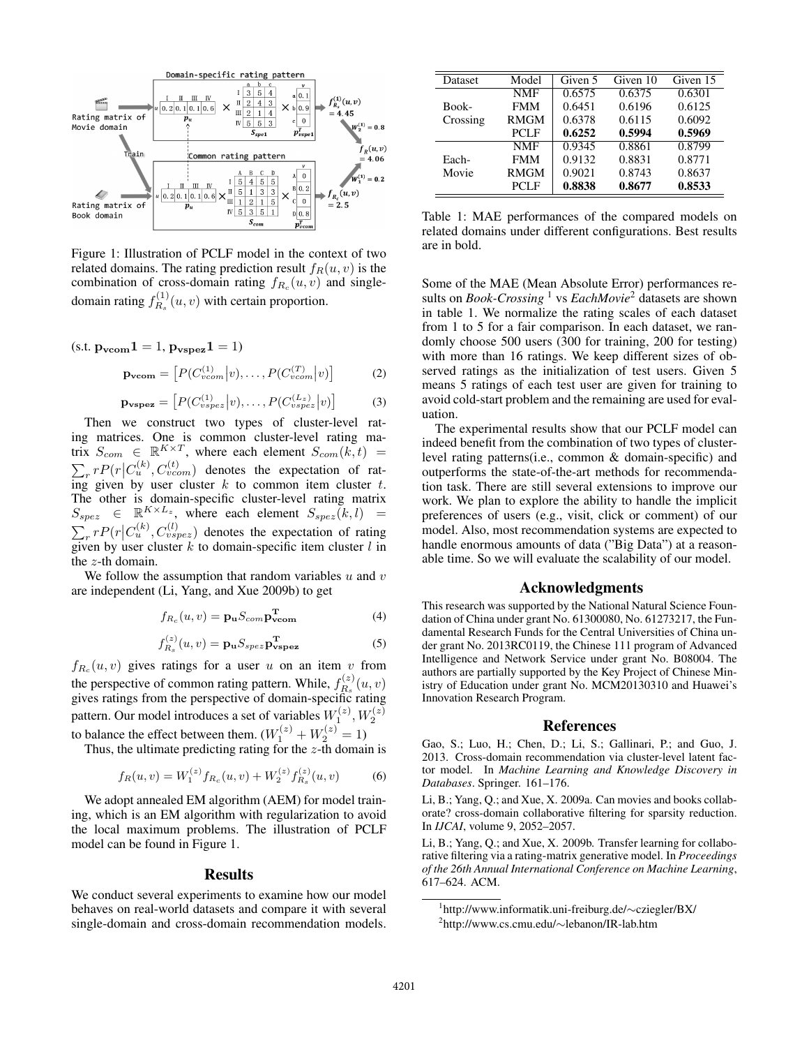Figure 1: Illustration of PCLF model in the context of two related domains. The rating prediction result $f_R(u, v)$ is the combination of cross-domain rating $f_{R_c}(u, v)$ and single-domain rating $f_{R_s}^{(1)}(u, v)$ with certain proportion.

(s.t. $\mathbf{p_{vcom}}\mathbf{1} = 1$, $\mathbf{p_{vspez}}\mathbf{1} = 1$)

$$\mathbf{p_{vcom}} = \left[P(C_{vcom}^{(1)}\middle|v), \ldots, P(C_{vcom}^{(T)}\middle|v)\right] \tag{2}$$

$$\mathbf{p_{vspez}} = \left[P(C_{vspez}^{(1)}\middle|v), \ldots, P(C_{vspez}^{(L_z)}\middle|v)\right] \tag{3}$$

Then we construct two types of cluster-level rating matrices. One is common cluster-level rating matrix $S_{com} \in \mathbb{R}^{K \times T}$, where each element $S_{com}(k, t) = \sum_r rP(r|C_u^{(k)}, C_{vcom}^{(t)})$ denotes the expectation of rating given by user cluster $k$ to common item cluster $t$. The other is domain-specific cluster-level rating matrix $S_{spez} \in \mathbb{R}^{K \times L_z}$, where each element $S_{spez}(k, l) = \sum_r rP(r|C_u^{(k)}, C_{vspez}^{(l)})$ denotes the expectation of rating given by user cluster $k$ to domain-specific item cluster $l$ in the $z$-th domain.

We follow the assumption that random variables $u$ and $v$ are independent (Li, Yang, and Xue 2009b) to get

$$f_{R_c}(u, v) = \mathbf{p_u} S_{com} \mathbf{p_{vcom}^T} \tag{4}$$

$$f_{R_s}^{(z)}(u, v) = \mathbf{p_u} S_{spez} \mathbf{p_{vspez}^T} \tag{5}$$

$f_{R_c}(u, v)$ gives ratings for a user $u$ on an item $v$ from the perspective of common rating pattern. While, $f_{R_s}^{(z)}(u, v)$ gives ratings from the perspective of domain-specific rating pattern. Our model introduces a set of variables $W_1^{(z)}, W_2^{(z)}$ to balance the effect between them. ($W_1^{(z)} + W_2^{(z)} = 1$)

Thus, the ultimate predicting rating for the $z$-th domain is

$$f_R(u, v) = W_1^{(z)} f_{R_c}(u, v) + W_2^{(z)} f_{R_s}^{(z)}(u, v) \tag{6}$$

We adopt annealed EM algorithm (AEM) for model training, which is an EM algorithm with regularization to avoid the local maximum problems. The illustration of PCLF model can be found in Figure 1.

## Results

We conduct several experiments to examine how our model behaves on real-world datasets and compare it with several single-domain and cross-domain recommendation models.

| Dataset | Model | Given 5 | Given 10 | Given 15 |
|---|---|---|---|---|
| Book-Crossing | NMF | 0.6575 | 0.6375 | 0.6301 |
| | FMM | 0.6451 | 0.6196 | 0.6125 |
| | RMGM | 0.6378 | 0.6115 | 0.6092 |
| | PCLF | **0.6252** | **0.5994** | **0.5969** |
| Each-Movie | NMF | 0.9345 | 0.8861 | 0.8799 |
| | FMM | 0.9132 | 0.8831 | 0.8771 |
| | RMGM | 0.9021 | 0.8743 | 0.8637 |
| | PCLF | **0.8838** | **0.8677** | **0.8533** |

Table 1: MAE performances of the compared models on related domains under different configurations. Best results are in bold.

Some of the MAE (Mean Absolute Error) performances results on *Book-Crossing* [1] vs *EachMovie*[2] datasets are shown in table 1. We normalize the rating scales of each dataset from 1 to 5 for a fair comparison. In each dataset, we randomly choose 500 users (300 for training, 200 for testing) with more than 16 ratings. We keep different sizes of observed ratings as the initialization of test users. Given 5 means 5 ratings of each test user are given for training to avoid cold-start problem and the remaining are used for evaluation.

The experimental results show that our PCLF model can indeed benefit from the combination of two types of cluster-level rating patterns(i.e., common & domain-specific) and outperforms the state-of-the-art methods for recommendation task. There are still several extensions to improve our work. We plan to explore the ability to handle the implicit preferences of users (e.g., visit, click or comment) of our model. Also, most recommendation systems are expected to handle enormous amounts of data ("Big Data") at a reasonable time. So we will evaluate the scalability of our model.

## Acknowledgments

This research was supported by the National Natural Science Foundation of China under grant No. 61300080, No. 61273217, the Fundamental Research Funds for the Central Universities of China under grant No. 2013RC0119, the Chinese 111 program of Advanced Intelligence and Network Service under grant No. B08004. The authors are partially supported by the Key Project of Chinese Ministry of Education under grant No. MCM20130310 and Huawei's Innovation Research Program.

## References

Gao, S.; Luo, H.; Chen, D.; Li, S.; Gallinari, P.; and Guo, J. 2013. Cross-domain recommendation via cluster-level latent factor model. In *Machine Learning and Knowledge Discovery in Databases*. Springer. 161–176.

Li, B.; Yang, Q.; and Xue, X. 2009a. Can movies and books collaborate? cross-domain collaborative filtering for sparsity reduction. In *IJCAI*, volume 9, 2052–2057.

Li, B.; Yang, Q.; and Xue, X. 2009b. Transfer learning for collaborative filtering via a rating-matrix generative model. In *Proceedings of the 26th Annual International Conference on Machine Learning*, 617–624. ACM.

[1] http://www.informatik.uni-freiburg.de/∼cziegler/BX/

[2] http://www.cs.cmu.edu/∼lebanon/IR-lab.htm